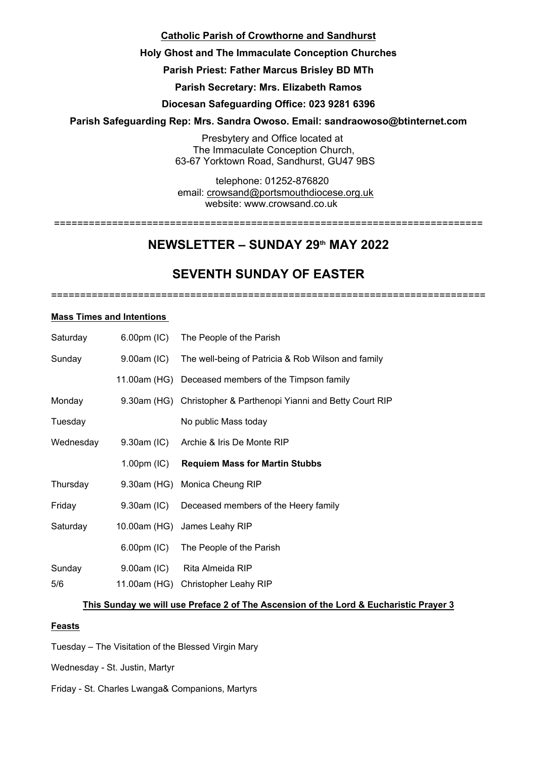**Catholic Parish of Crowthorne and Sandhurst**

**Holy Ghost and The Immaculate Conception Churches**

**Parish Priest: Father Marcus Brisley BD MTh**

**Parish Secretary: Mrs. Elizabeth Ramos**

**Diocesan Safeguarding Office: 023 9281 6396**

**Parish Safeguarding Rep: Mrs. Sandra Owoso. Email: sandraowoso@btinternet.com**

Presbytery and Office located at
The Immaculate Conception Church,
63-67 Yorktown Road, Sandhurst, GU47 9BS

telephone: 01252-876820
email: crowsand@portsmouthdiocese.org.uk
website: www.crowsand.co.uk

==========================================================================

# NEWSLETTER – SUNDAY 29th MAY 2022

# SEVENTH SUNDAY OF EASTER

==========================================================================

**Mass Times and Intentions**

| | | |
|---|---|---|
| Saturday | 6.00pm (IC) | The People of the Parish |
| Sunday | 9.00am (IC) | The well-being of Patricia & Rob Wilson and family |
| | 11.00am (HG) | Deceased members of the Timpson family |
| Monday | 9.30am (HG) | Christopher & Parthenopi Yianni and Betty Court RIP |
| Tuesday | | No public Mass today |
| Wednesday | 9.30am (IC) | Archie & Iris De Monte RIP |
| | 1.00pm (IC) | **Requiem Mass for Martin Stubbs** |
| Thursday | 9.30am (HG) | Monica Cheung RIP |
| Friday | 9.30am (IC) | Deceased members of the Heery family |
| Saturday | 10.00am (HG) | James Leahy RIP |
| | 6.00pm (IC) | The People of the Parish |
| Sunday | 9.00am (IC) | Rita Almeida RIP |
| 5/6 | 11.00am (HG) | Christopher Leahy RIP |

**This Sunday we will use Preface 2 of The Ascension of the Lord & Eucharistic Prayer 3**

**Feasts**

Tuesday – The Visitation of the Blessed Virgin Mary

Wednesday - St. Justin, Martyr

Friday - St. Charles Lwanga& Companions, Martyrs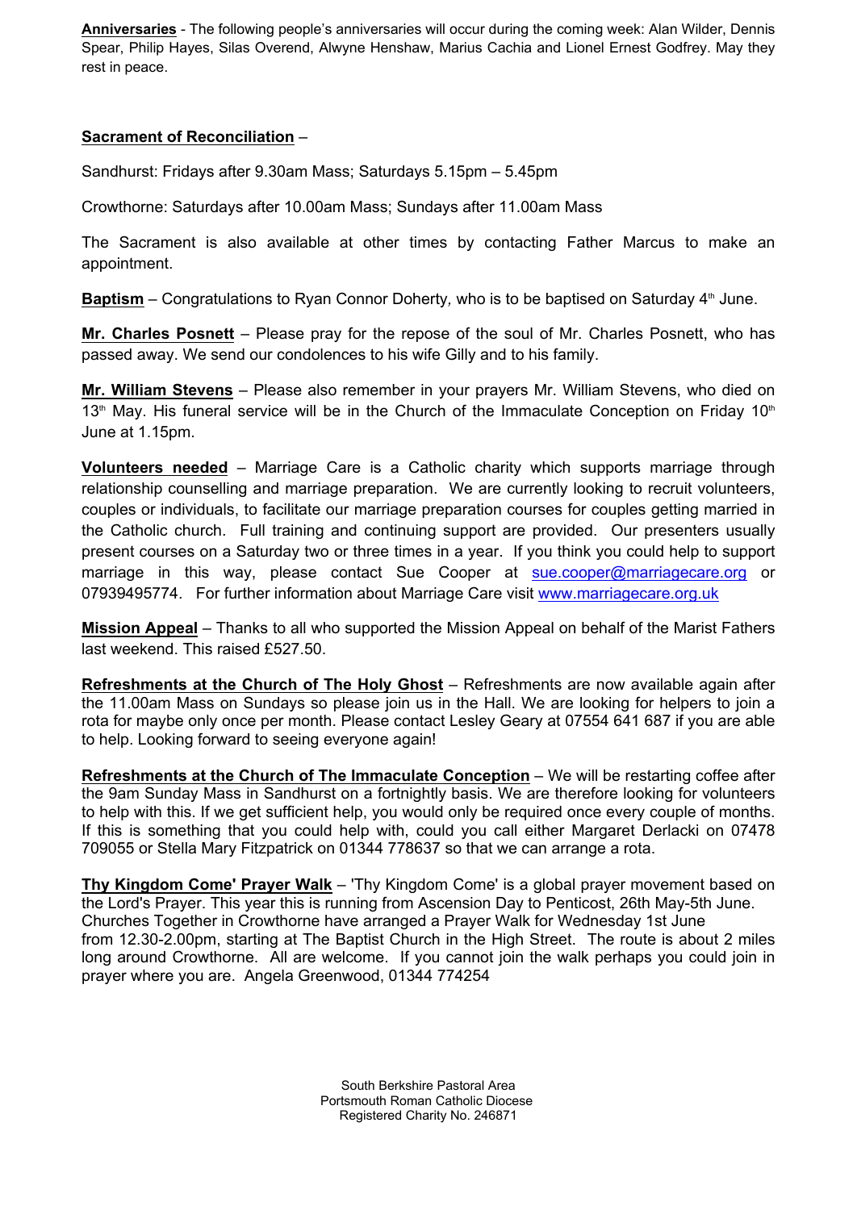**Anniversaries** - The following people's anniversaries will occur during the coming week: Alan Wilder, Dennis Spear, Philip Hayes, Silas Overend, Alwyne Henshaw, Marius Cachia and Lionel Ernest Godfrey. May they rest in peace.

**Sacrament of Reconciliation** –

Sandhurst: Fridays after 9.30am Mass; Saturdays 5.15pm – 5.45pm

Crowthorne: Saturdays after 10.00am Mass; Sundays after 11.00am Mass

The Sacrament is also available at other times by contacting Father Marcus to make an appointment.

**Baptism** – Congratulations to Ryan Connor Doherty, who is to be baptised on Saturday 4th June.

**Mr. Charles Posnett** – Please pray for the repose of the soul of Mr. Charles Posnett, who has passed away. We send our condolences to his wife Gilly and to his family.

**Mr. William Stevens** – Please also remember in your prayers Mr. William Stevens, who died on 13th May. His funeral service will be in the Church of the Immaculate Conception on Friday 10th June at 1.15pm.

**Volunteers needed** – Marriage Care is a Catholic charity which supports marriage through relationship counselling and marriage preparation. We are currently looking to recruit volunteers, couples or individuals, to facilitate our marriage preparation courses for couples getting married in the Catholic church. Full training and continuing support are provided. Our presenters usually present courses on a Saturday two or three times in a year. If you think you could help to support marriage in this way, please contact Sue Cooper at sue.cooper@marriagecare.org or 07939495774. For further information about Marriage Care visit www.marriagecare.org.uk

**Mission Appeal** – Thanks to all who supported the Mission Appeal on behalf of the Marist Fathers last weekend. This raised £527.50.

**Refreshments at the Church of The Holy Ghost** – Refreshments are now available again after the 11.00am Mass on Sundays so please join us in the Hall. We are looking for helpers to join a rota for maybe only once per month. Please contact Lesley Geary at 07554 641 687 if you are able to help. Looking forward to seeing everyone again!

**Refreshments at the Church of The Immaculate Conception** – We will be restarting coffee after the 9am Sunday Mass in Sandhurst on a fortnightly basis. We are therefore looking for volunteers to help with this. If we get sufficient help, you would only be required once every couple of months. If this is something that you could help with, could you call either Margaret Derlacki on 07478 709055 or Stella Mary Fitzpatrick on 01344 778637 so that we can arrange a rota.

**Thy Kingdom Come' Prayer Walk** – 'Thy Kingdom Come' is a global prayer movement based on the Lord's Prayer. This year this is running from Ascension Day to Penticost, 26th May-5th June. Churches Together in Crowthorne have arranged a Prayer Walk for Wednesday 1st June from 12.30-2.00pm, starting at The Baptist Church in the High Street. The route is about 2 miles long around Crowthorne. All are welcome. If you cannot join the walk perhaps you could join in prayer where you are. Angela Greenwood, 01344 774254

South Berkshire Pastoral Area
Portsmouth Roman Catholic Diocese
Registered Charity No. 246871